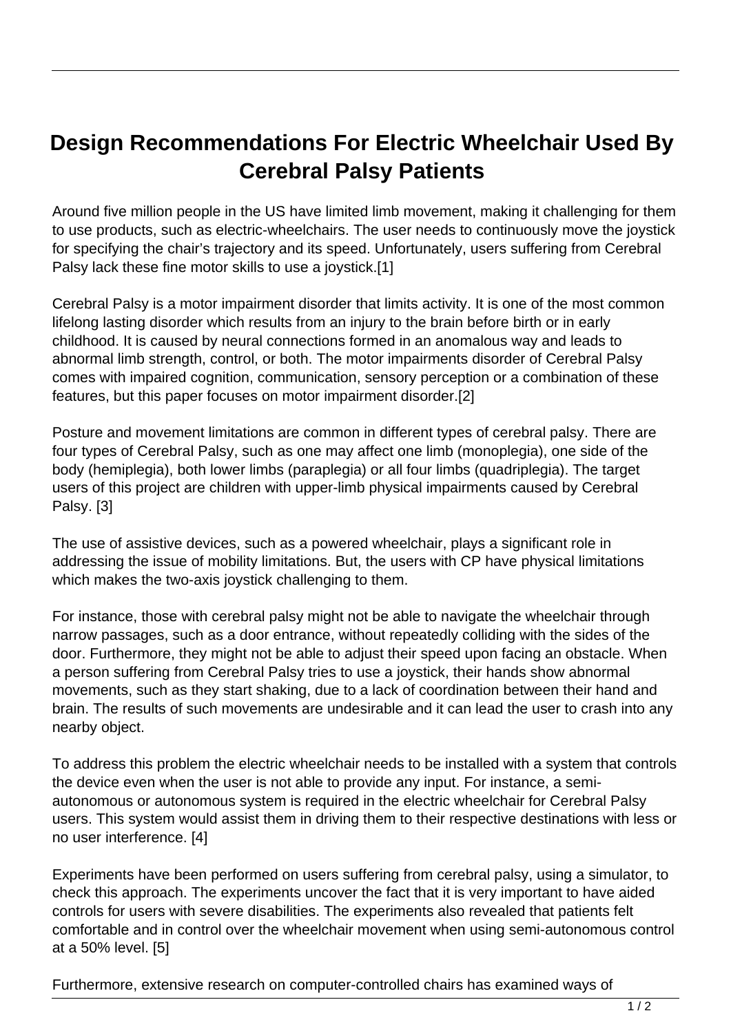# Design Recommendations For Electric Wheelchair Used By Cerebral Palsy Patients

Around five million people in the US have limited limb movement, making it challenging for them to use products, such as electric-wheelchairs. The user needs to continuously move the joystick for specifying the chair's trajectory and its speed. Unfortunately, users suffering from Cerebral Palsy lack these fine motor skills to use a joystick.[1]

Cerebral Palsy is a motor impairment disorder that limits activity. It is one of the most common lifelong lasting disorder which results from an injury to the brain before birth or in early childhood. It is caused by neural connections formed in an anomalous way and leads to abnormal limb strength, control, or both. The motor impairments disorder of Cerebral Palsy comes with impaired cognition, communication, sensory perception or a combination of these features, but this paper focuses on motor impairment disorder.[2]

Posture and movement limitations are common in different types of cerebral palsy. There are four types of Cerebral Palsy, such as one may affect one limb (monoplegia), one side of the body (hemiplegia), both lower limbs (paraplegia) or all four limbs (quadriplegia). The target users of this project are children with upper-limb physical impairments caused by Cerebral Palsy. [3]

The use of assistive devices, such as a powered wheelchair, plays a significant role in addressing the issue of mobility limitations. But, the users with CP have physical limitations which makes the two-axis joystick challenging to them.

For instance, those with cerebral palsy might not be able to navigate the wheelchair through narrow passages, such as a door entrance, without repeatedly colliding with the sides of the door. Furthermore, they might not be able to adjust their speed upon facing an obstacle. When a person suffering from Cerebral Palsy tries to use a joystick, their hands show abnormal movements, such as they start shaking, due to a lack of coordination between their hand and brain. The results of such movements are undesirable and it can lead the user to crash into any nearby object.

To address this problem the electric wheelchair needs to be installed with a system that controls the device even when the user is not able to provide any input. For instance, a semi-autonomous or autonomous system is required in the electric wheelchair for Cerebral Palsy users. This system would assist them in driving them to their respective destinations with less or no user interference. [4]

Experiments have been performed on users suffering from cerebral palsy, using a simulator, to check this approach. The experiments uncover the fact that it is very important to have aided controls for users with severe disabilities. The experiments also revealed that patients felt comfortable and in control over the wheelchair movement when using semi-autonomous control at a 50% level. [5]

Furthermore, extensive research on computer-controlled chairs has examined ways of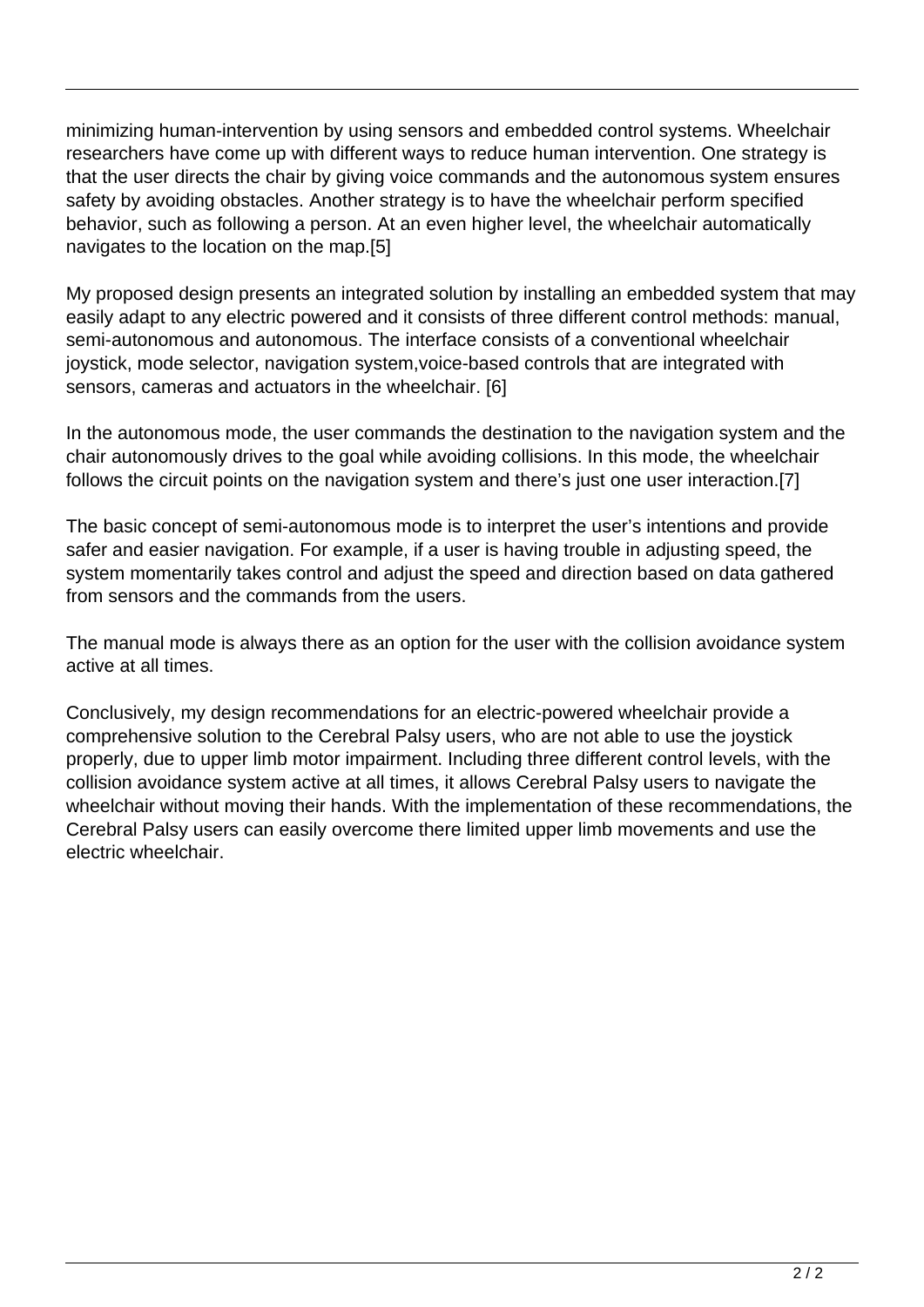minimizing human-intervention by using sensors and embedded control systems. Wheelchair researchers have come up with different ways to reduce human intervention. One strategy is that the user directs the chair by giving voice commands and the autonomous system ensures safety by avoiding obstacles. Another strategy is to have the wheelchair perform specified behavior, such as following a person. At an even higher level, the wheelchair automatically navigates to the location on the map.[5]

My proposed design presents an integrated solution by installing an embedded system that may easily adapt to any electric powered and it consists of three different control methods: manual, semi-autonomous and autonomous. The interface consists of a conventional wheelchair joystick, mode selector, navigation system,voice-based controls that are integrated with sensors, cameras and actuators in the wheelchair. [6]

In the autonomous mode, the user commands the destination to the navigation system and the chair autonomously drives to the goal while avoiding collisions. In this mode, the wheelchair follows the circuit points on the navigation system and there's just one user interaction.[7]

The basic concept of semi-autonomous mode is to interpret the user's intentions and provide safer and easier navigation. For example, if a user is having trouble in adjusting speed, the system momentarily takes control and adjust the speed and direction based on data gathered from sensors and the commands from the users.

The manual mode is always there as an option for the user with the collision avoidance system active at all times.

Conclusively, my design recommendations for an electric-powered wheelchair provide a comprehensive solution to the Cerebral Palsy users, who are not able to use the joystick properly, due to upper limb motor impairment. Including three different control levels, with the collision avoidance system active at all times, it allows Cerebral Palsy users to navigate the wheelchair without moving their hands. With the implementation of these recommendations, the Cerebral Palsy users can easily overcome there limited upper limb movements and use the electric wheelchair.